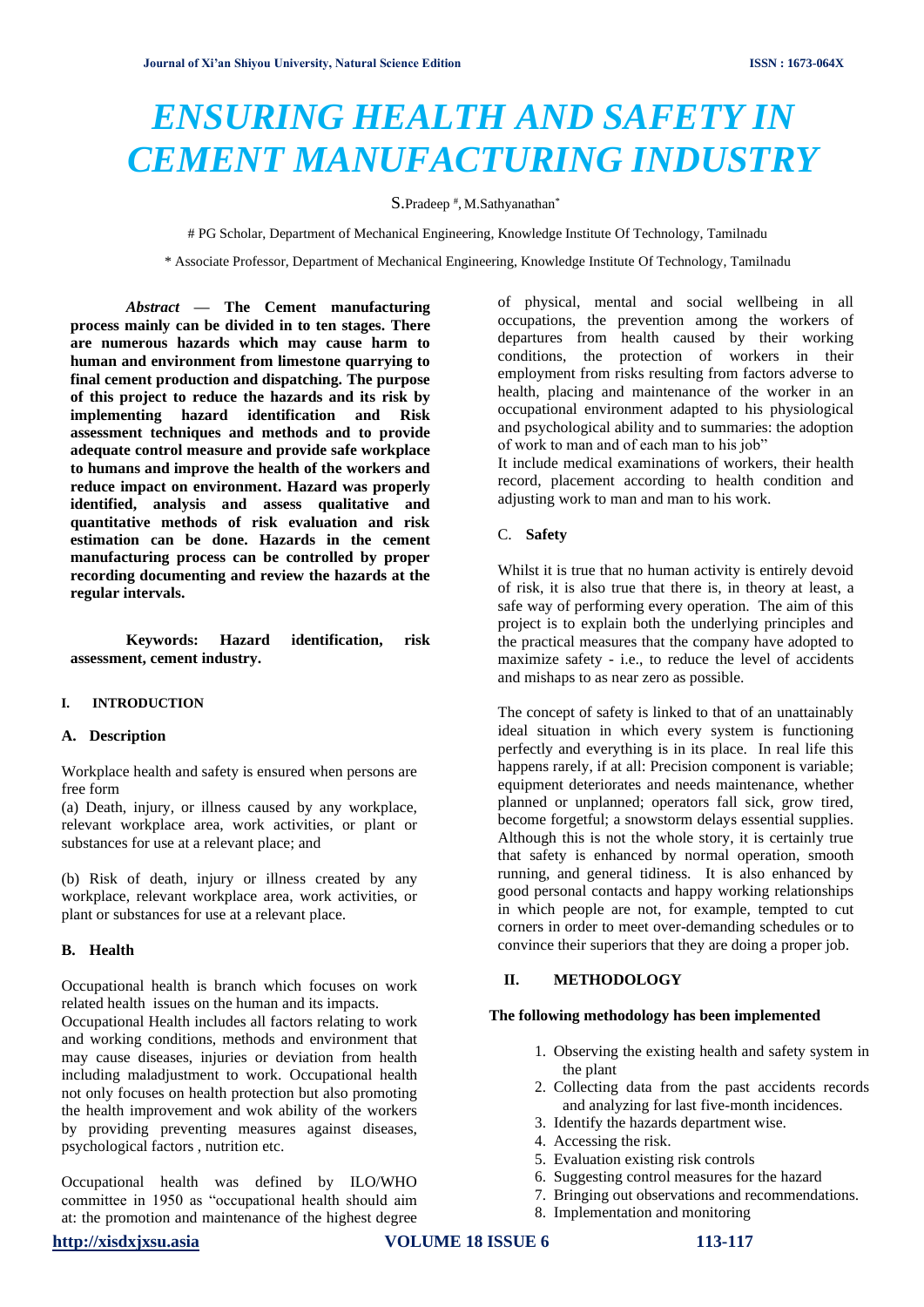# ENSURING HEALTH AND SAFETY IN CEMENT MANUFACTURING INDUSTRY

S.Pradeep [#], M.Sathyanathan[*]

# PG Scholar, Department of Mechanical Engineering, Knowledge Institute Of Technology, Tamilnadu

* Associate Professor, Department of Mechanical Engineering, Knowledge Institute Of Technology, Tamilnadu

***Abstract* — The Cement manufacturing process mainly can be divided in to ten stages. There are numerous hazards which may cause harm to human and environment from limestone quarrying to final cement production and dispatching. The purpose of this project to reduce the hazards and its risk by implementing hazard identification and Risk assessment techniques and methods and to provide adequate control measure and provide safe workplace to humans and improve the health of the workers and reduce impact on environment. Hazard was properly identified, analysis and assess qualitative and quantitative methods of risk evaluation and risk estimation can be done. Hazards in the cement manufacturing process can be controlled by proper recording documenting and review the hazards at the regular intervals.**

**Keywords: Hazard identification, risk assessment, cement industry.**

## I. INTRODUCTION

### A. Description

Workplace health and safety is ensured when persons are free form

(a) Death, injury, or illness caused by any workplace, relevant workplace area, work activities, or plant or substances for use at a relevant place; and

(b) Risk of death, injury or illness created by any workplace, relevant workplace area, work activities, or plant or substances for use at a relevant place.

### B. Health

Occupational health is branch which focuses on work related health issues on the human and its impacts.

Occupational Health includes all factors relating to work and working conditions, methods and environment that may cause diseases, injuries or deviation from health including maladjustment to work. Occupational health not only focuses on health protection but also promoting the health improvement and wok ability of the workers by providing preventing measures against diseases, psychological factors , nutrition etc.

Occupational health was defined by ILO/WHO committee in 1950 as "occupational health should aim at: the promotion and maintenance of the highest degree of physical, mental and social wellbeing in all occupations, the prevention among the workers of departures from health caused by their working conditions, the protection of workers in their employment from risks resulting from factors adverse to health, placing and maintenance of the worker in an occupational environment adapted to his physiological and psychological ability and to summaries: the adoption of work to man and of each man to his job"

It include medical examinations of workers, their health record, placement according to health condition and adjusting work to man and man to his work.

### C. Safety

Whilst it is true that no human activity is entirely devoid of risk, it is also true that there is, in theory at least, a safe way of performing every operation. The aim of this project is to explain both the underlying principles and the practical measures that the company have adopted to maximize safety - i.e., to reduce the level of accidents and mishaps to as near zero as possible.

The concept of safety is linked to that of an unattainably ideal situation in which every system is functioning perfectly and everything is in its place. In real life this happens rarely, if at all: Precision component is variable; equipment deteriorates and needs maintenance, whether planned or unplanned; operators fall sick, grow tired, become forgetful; a snowstorm delays essential supplies. Although this is not the whole story, it is certainly true that safety is enhanced by normal operation, smooth running, and general tidiness. It is also enhanced by good personal contacts and happy working relationships in which people are not, for example, tempted to cut corners in order to meet over-demanding schedules or to convince their superiors that they are doing a proper job.

## II. METHODOLOGY

**The following methodology has been implemented**

1. Observing the existing health and safety system in the plant
2. Collecting data from the past accidents records and analyzing for last five-month incidences.
3. Identify the hazards department wise.
4. Accessing the risk.
5. Evaluation existing risk controls
6. Suggesting control measures for the hazard
7. Bringing out observations and recommendations.
8. Implementation and monitoring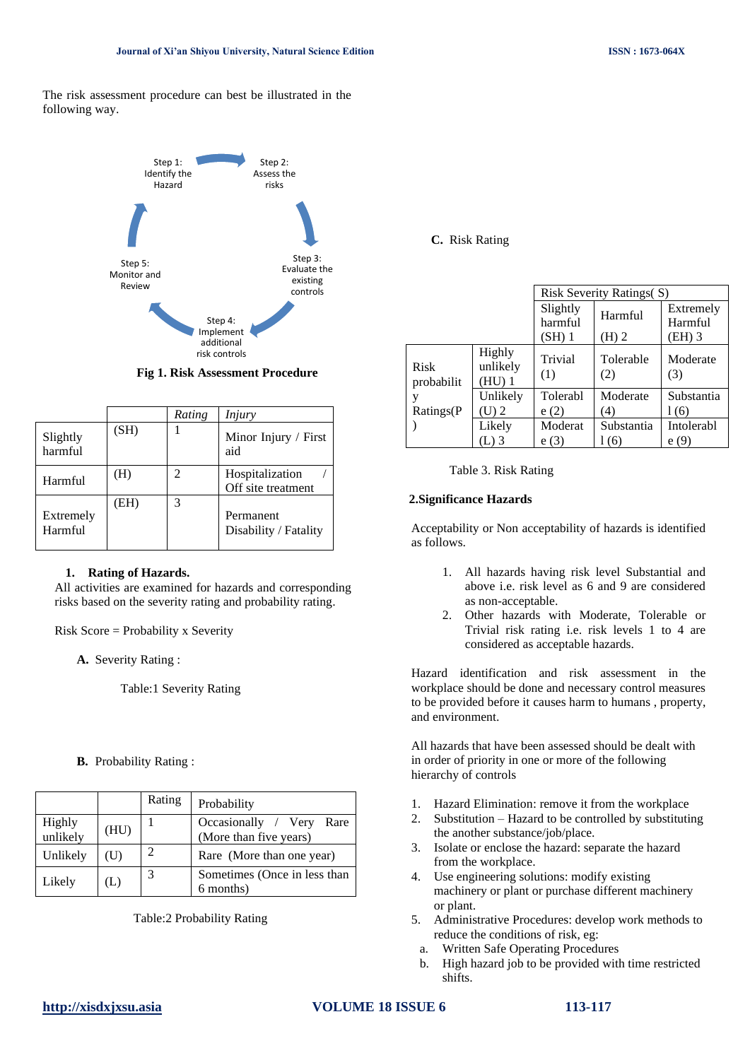The risk assessment procedure can best be illustrated in the following way.

Step 1: Identify the Hazard

Step 2: Assess the risks

Step 3: Evaluate the existing controls

Step 4: Implement additional risk controls

Step 5: Monitor and Review

**Fig 1. Risk Assessment Procedure**

|  |  | *Rating* | *Injury* |
|---|---|---|---|
| Slightly harmful | (SH) | 1 | Minor Injury / First aid |
| Harmful | (H) | 2 | Hospitalization / Off site treatment |
| Extremely Harmful | (EH) | 3 | Permanent Disability / Fatality |

1. **Rating of Hazards.**

All activities are examined for hazards and corresponding risks based on the severity rating and probability rating.

Risk Score = Probability x Severity

**A.** Severity Rating :

Table:1 Severity Rating

**B.** Probability Rating :

|  |  | Rating | Probability |
|---|---|---|---|
| Highly unlikely | (HU) | 1 | Occasionally / Very Rare (More than five years) |
| Unlikely | (U) | 2 | Rare (More than one year) |
| Likely | (L) | 3 | Sometimes (Once in less than 6 months) |

Table:2 Probability Rating

**C.** Risk Rating

|  |  | Risk Severity Ratings( S) | | |
|---|---|---|---|---|
|  |  | Slightly harmful (SH) 1 | Harmful (H) 2 | Extremely Harmful (EH) 3 |
| Risk probability Ratings(P) | Highly unlikely (HU) 1 | Trivial (1) | Tolerable (2) | Moderate (3) |
|  | Unlikely (U) 2 | Tolerable (2) | Moderate (4) | Substantial (6) |
|  | Likely (L) 3 | Moderate (3) | Substantial (6) | Intolerable (9) |

Table 3. Risk Rating

**2.Significance Hazards**

Acceptability or Non acceptability of hazards is identified as follows.

1. All hazards having risk level Substantial and above i.e. risk level as 6 and 9 are considered as non-acceptable.
2. Other hazards with Moderate, Tolerable or Trivial risk rating i.e. risk levels 1 to 4 are considered as acceptable hazards.

Hazard identification and risk assessment in the workplace should be done and necessary control measures to be provided before it causes harm to humans , property, and environment.

All hazards that have been assessed should be dealt with in order of priority in one or more of the following hierarchy of controls

1. Hazard Elimination: remove it from the workplace
2. Substitution – Hazard to be controlled by substituting the another substance/job/place.
3. Isolate or enclose the hazard: separate the hazard from the workplace.
4. Use engineering solutions: modify existing machinery or plant or purchase different machinery or plant.
5. Administrative Procedures: develop work methods to reduce the conditions of risk, eg:
   a. Written Safe Operating Procedures
   b. High hazard job to be provided with time restricted shifts.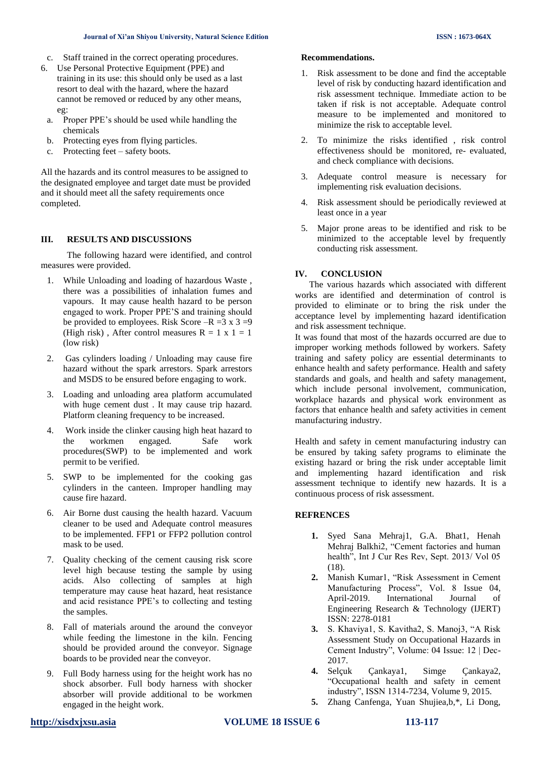c. Staff trained in the correct operating procedures.

6. Use Personal Protective Equipment (PPE) and training in its use: this should only be used as a last resort to deal with the hazard, where the hazard cannot be removed or reduced by any other means, eg:
   a. Proper PPE's should be used while handling the chemicals
   b. Protecting eyes from flying particles.
   c. Protecting feet – safety boots.

All the hazards and its control measures to be assigned to the designated employee and target date must be provided and it should meet all the safety requirements once completed.

## III. RESULTS AND DISCUSSIONS

The following hazard were identified, and control measures were provided.

1. While Unloading and loading of hazardous Waste , there was a possibilities of inhalation fumes and vapours. It may cause health hazard to be person engaged to work. Proper PPE'S and training should be provided to employees. Risk Score –R =3 x 3 =9 (High risk) , After control measures R = 1 x 1 = 1 (low risk)
2. Gas cylinders loading / Unloading may cause fire hazard without the spark arrestors. Spark arrestors and MSDS to be ensured before engaging to work.
3. Loading and unloading area platform accumulated with huge cement dust . It may cause trip hazard. Platform cleaning frequency to be increased.
4. Work inside the clinker causing high heat hazard to the workmen engaged. Safe work procedures(SWP) to be implemented and work permit to be verified.
5. SWP to be implemented for the cooking gas cylinders in the canteen. Improper handling may cause fire hazard.
6. Air Borne dust causing the health hazard. Vacuum cleaner to be used and Adequate control measures to be implemented. FFP1 or FFP2 pollution control mask to be used.
7. Quality checking of the cement causing risk score level high because testing the sample by using acids. Also collecting of samples at high temperature may cause heat hazard, heat resistance and acid resistance PPE's to collecting and testing the samples.
8. Fall of materials around the around the conveyor while feeding the limestone in the kiln. Fencing should be provided around the conveyor. Signage boards to be provided near the conveyor.
9. Full Body harness using for the height work has no shock absorber. Full body harness with shocker absorber will provide additional to be workmen engaged in the height work.

**Recommendations.**

1. Risk assessment to be done and find the acceptable level of risk by conducting hazard identification and risk assessment technique. Immediate action to be taken if risk is not acceptable. Adequate control measure to be implemented and monitored to minimize the risk to acceptable level.
2. To minimize the risks identified , risk control effectiveness should be monitored, re- evaluated, and check compliance with decisions.
3. Adequate control measure is necessary for implementing risk evaluation decisions.
4. Risk assessment should be periodically reviewed at least once in a year
5. Major prone areas to be identified and risk to be minimized to the acceptable level by frequently conducting risk assessment.

## IV. CONCLUSION

The various hazards which associated with different works are identified and determination of control is provided to eliminate or to bring the risk under the acceptance level by implementing hazard identification and risk assessment technique.

It was found that most of the hazards occurred are due to improper working methods followed by workers. Safety training and safety policy are essential determinants to enhance health and safety performance. Health and safety standards and goals, and health and safety management, which include personal involvement, communication, workplace hazards and physical work environment as factors that enhance health and safety activities in cement manufacturing industry.

Health and safety in cement manufacturing industry can be ensured by taking safety programs to eliminate the existing hazard or bring the risk under acceptable limit and implementing hazard identification and risk assessment technique to identify new hazards. It is a continuous process of risk assessment.

## REFRENCES

1. Syed Sana Mehraj1, G.A. Bhat1, Henah Mehraj Balkhi2, "Cement factories and human health", Int J Cur Res Rev, Sept. 2013/ Vol 05 (18).
2. Manish Kumar1, "Risk Assessment in Cement Manufacturing Process", Vol. 8 Issue 04, April-2019. International Journal of Engineering Research & Technology (IJERT) ISSN: 2278-0181
3. S. Khaviya1, S. Kavitha2, S. Manoj3, "A Risk Assessment Study on Occupational Hazards in Cement Industry", Volume: 04 Issue: 12 | Dec-2017.
4. Selçuk Çankaya1, Simge Çankaya2, "Occupational health and safety in cement industry", ISSN 1314-7234, Volume 9, 2015.
5. Zhang Canfenga, Yuan Shujiea,b,*, Li Dong,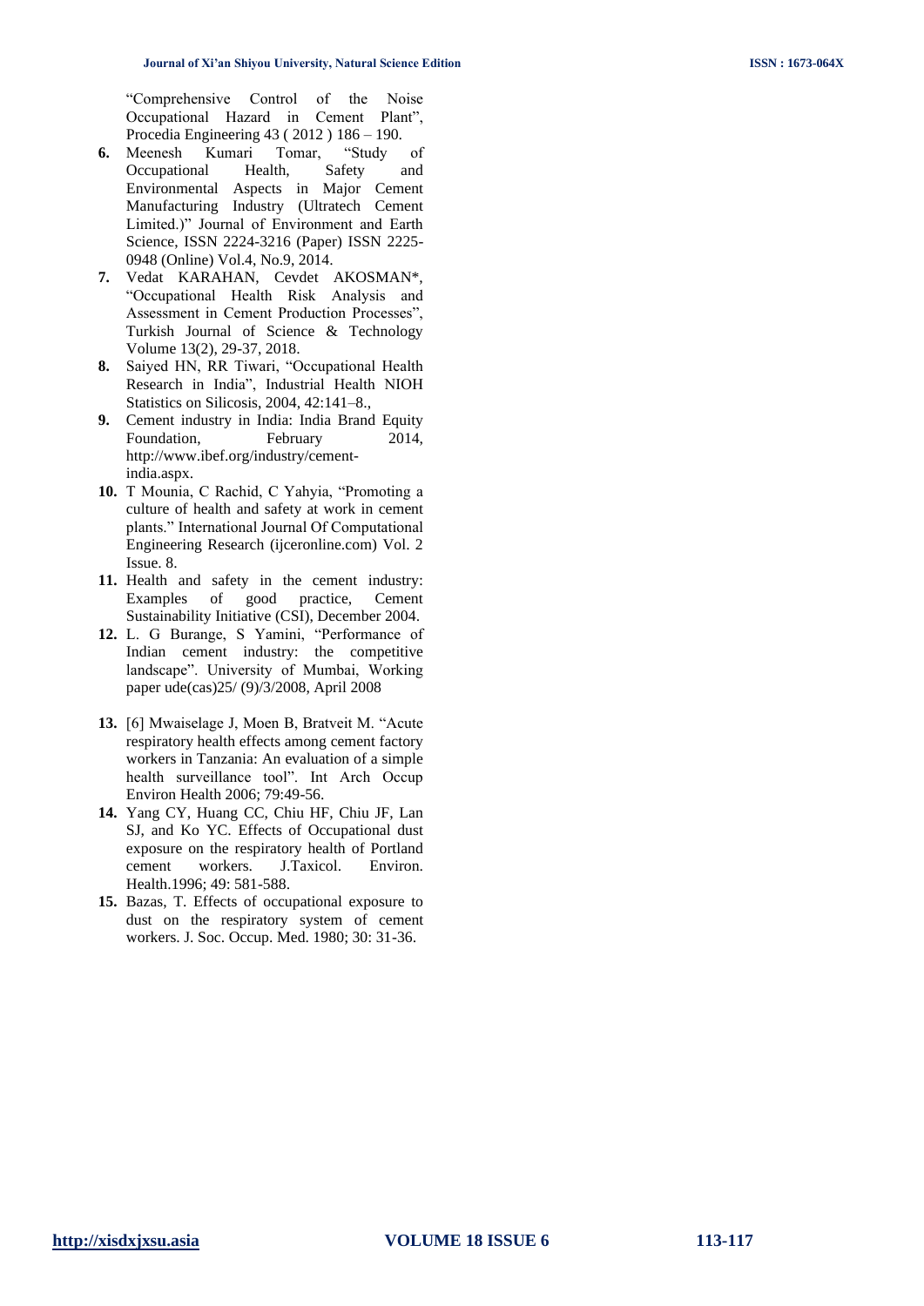"Comprehensive Control of the Noise Occupational Hazard in Cement Plant", Procedia Engineering 43 ( 2012 ) 186 – 190.

6. Meenesh Kumari Tomar, "Study of Occupational Health, Safety and Environmental Aspects in Major Cement Manufacturing Industry (Ultratech Cement Limited.)" Journal of Environment and Earth Science, ISSN 2224-3216 (Paper) ISSN 2225-0948 (Online) Vol.4, No.9, 2014.
7. Vedat KARAHAN, Cevdet AKOSMAN*, "Occupational Health Risk Analysis and Assessment in Cement Production Processes", Turkish Journal of Science & Technology Volume 13(2), 29-37, 2018.
8. Saiyed HN, RR Tiwari, "Occupational Health Research in India", Industrial Health NIOH Statistics on Silicosis, 2004, 42:141–8.,
9. Cement industry in India: India Brand Equity Foundation, February 2014, http://www.ibef.org/industry/cement-india.aspx.
10. T Mounia, C Rachid, C Yahyia, "Promoting a culture of health and safety at work in cement plants." International Journal Of Computational Engineering Research (ijceronline.com) Vol. 2 Issue. 8.
11. Health and safety in the cement industry: Examples of good practice, Cement Sustainability Initiative (CSI), December 2004.
12. L. G Burange, S Yamini, "Performance of Indian cement industry: the competitive landscape". University of Mumbai, Working paper ude(cas)25/ (9)/3/2008, April 2008
13. [6] Mwaiselage J, Moen B, Bratveit M. "Acute respiratory health effects among cement factory workers in Tanzania: An evaluation of a simple health surveillance tool". Int Arch Occup Environ Health 2006; 79:49-56.
14. Yang CY, Huang CC, Chiu HF, Chiu JF, Lan SJ, and Ko YC. Effects of Occupational dust exposure on the respiratory health of Portland cement workers. J.Taxicol. Environ. Health.1996; 49: 581-588.
15. Bazas, T. Effects of occupational exposure to dust on the respiratory system of cement workers. J. Soc. Occup. Med. 1980; 30: 31-36.